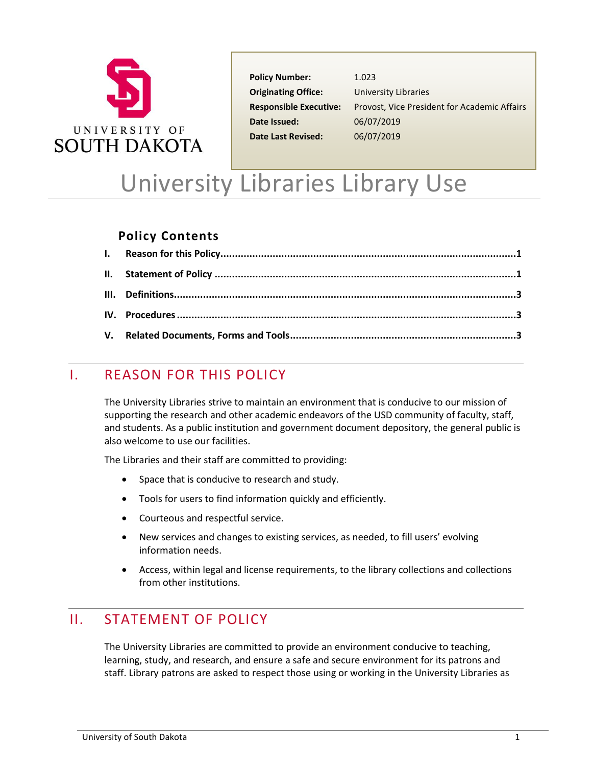UNIVERSITY OF SOUTH DAKOTA

| | |
|---|---|
| **Policy Number:** | 1.023 |
| **Originating Office:** | University Libraries |
| **Responsible Executive:** | Provost, Vice President for Academic Affairs |
| **Date Issued:** | 06/07/2019 |
| **Date Last Revised:** | 06/07/2019 |

# University Libraries Library Use

## Policy Contents

**I. Reason for this Policy ........ 1**

**II. Statement of Policy ........ 1**

**III. Definitions ........ 3**

**IV. Procedures ........ 3**

**V. Related Documents, Forms and Tools ........ 3**

## I. REASON FOR THIS POLICY

The University Libraries strive to maintain an environment that is conducive to our mission of supporting the research and other academic endeavors of the USD community of faculty, staff, and students. As a public institution and government document depository, the general public is also welcome to use our facilities.

The Libraries and their staff are committed to providing:

- Space that is conducive to research and study.
- Tools for users to find information quickly and efficiently.
- Courteous and respectful service.
- New services and changes to existing services, as needed, to fill users' evolving information needs.
- Access, within legal and license requirements, to the library collections and collections from other institutions.

## II. STATEMENT OF POLICY

The University Libraries are committed to provide an environment conducive to teaching, learning, study, and research, and ensure a safe and secure environment for its patrons and staff. Library patrons are asked to respect those using or working in the University Libraries as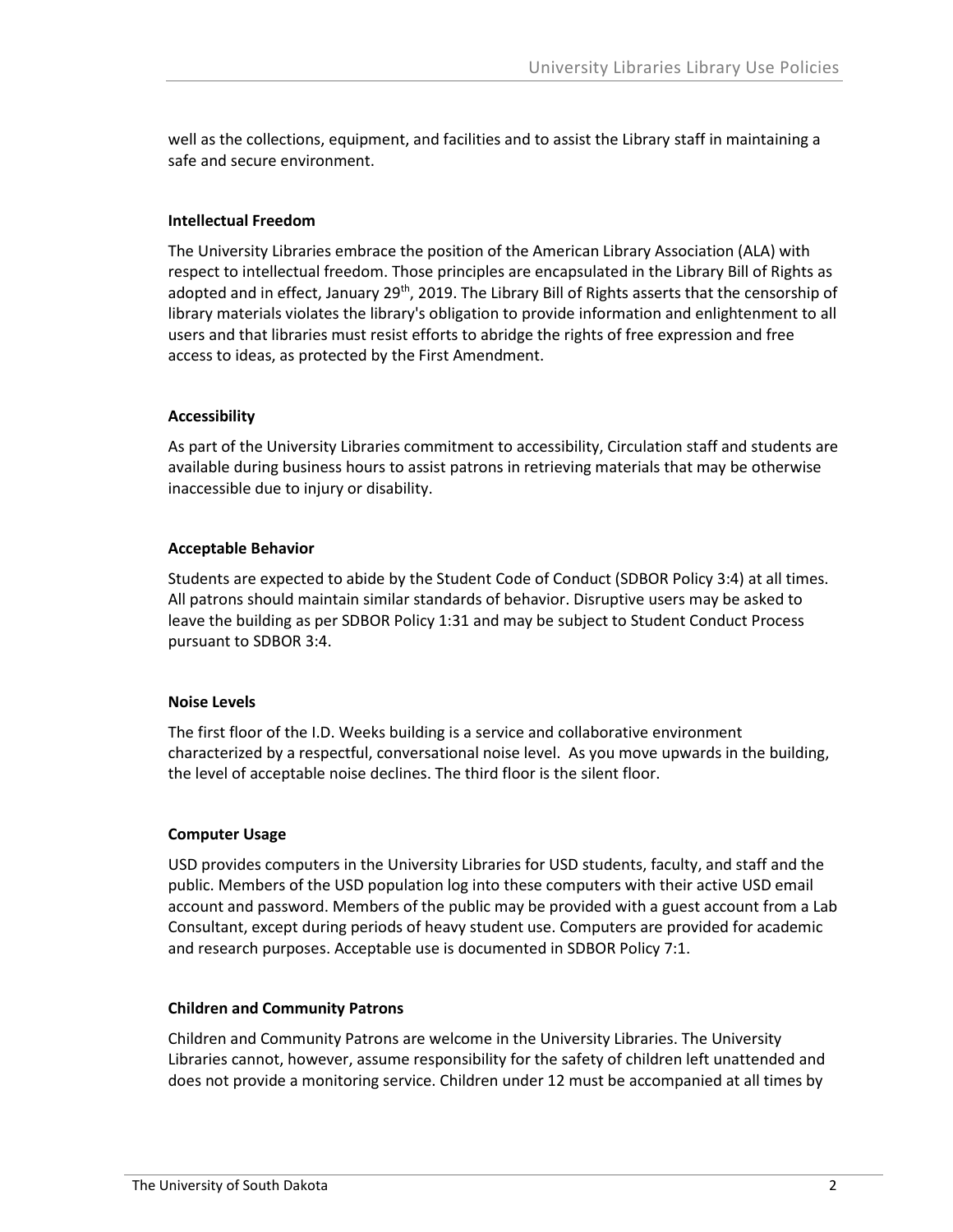well as the collections, equipment, and facilities and to assist the Library staff in maintaining a safe and secure environment.

### Intellectual Freedom

The University Libraries embrace the position of the American Library Association (ALA) with respect to intellectual freedom. Those principles are encapsulated in the Library Bill of Rights as adopted and in effect, January 29th, 2019. The Library Bill of Rights asserts that the censorship of library materials violates the library's obligation to provide information and enlightenment to all users and that libraries must resist efforts to abridge the rights of free expression and free access to ideas, as protected by the First Amendment.

### Accessibility

As part of the University Libraries commitment to accessibility, Circulation staff and students are available during business hours to assist patrons in retrieving materials that may be otherwise inaccessible due to injury or disability.

### Acceptable Behavior

Students are expected to abide by the Student Code of Conduct (SDBOR Policy 3:4) at all times. All patrons should maintain similar standards of behavior. Disruptive users may be asked to leave the building as per SDBOR Policy 1:31 and may be subject to Student Conduct Process pursuant to SDBOR 3:4.

### Noise Levels

The first floor of the I.D. Weeks building is a service and collaborative environment characterized by a respectful, conversational noise level. As you move upwards in the building, the level of acceptable noise declines. The third floor is the silent floor.

### Computer Usage

USD provides computers in the University Libraries for USD students, faculty, and staff and the public. Members of the USD population log into these computers with their active USD email account and password. Members of the public may be provided with a guest account from a Lab Consultant, except during periods of heavy student use. Computers are provided for academic and research purposes. Acceptable use is documented in SDBOR Policy 7:1.

### Children and Community Patrons

Children and Community Patrons are welcome in the University Libraries. The University Libraries cannot, however, assume responsibility for the safety of children left unattended and does not provide a monitoring service. Children under 12 must be accompanied at all times by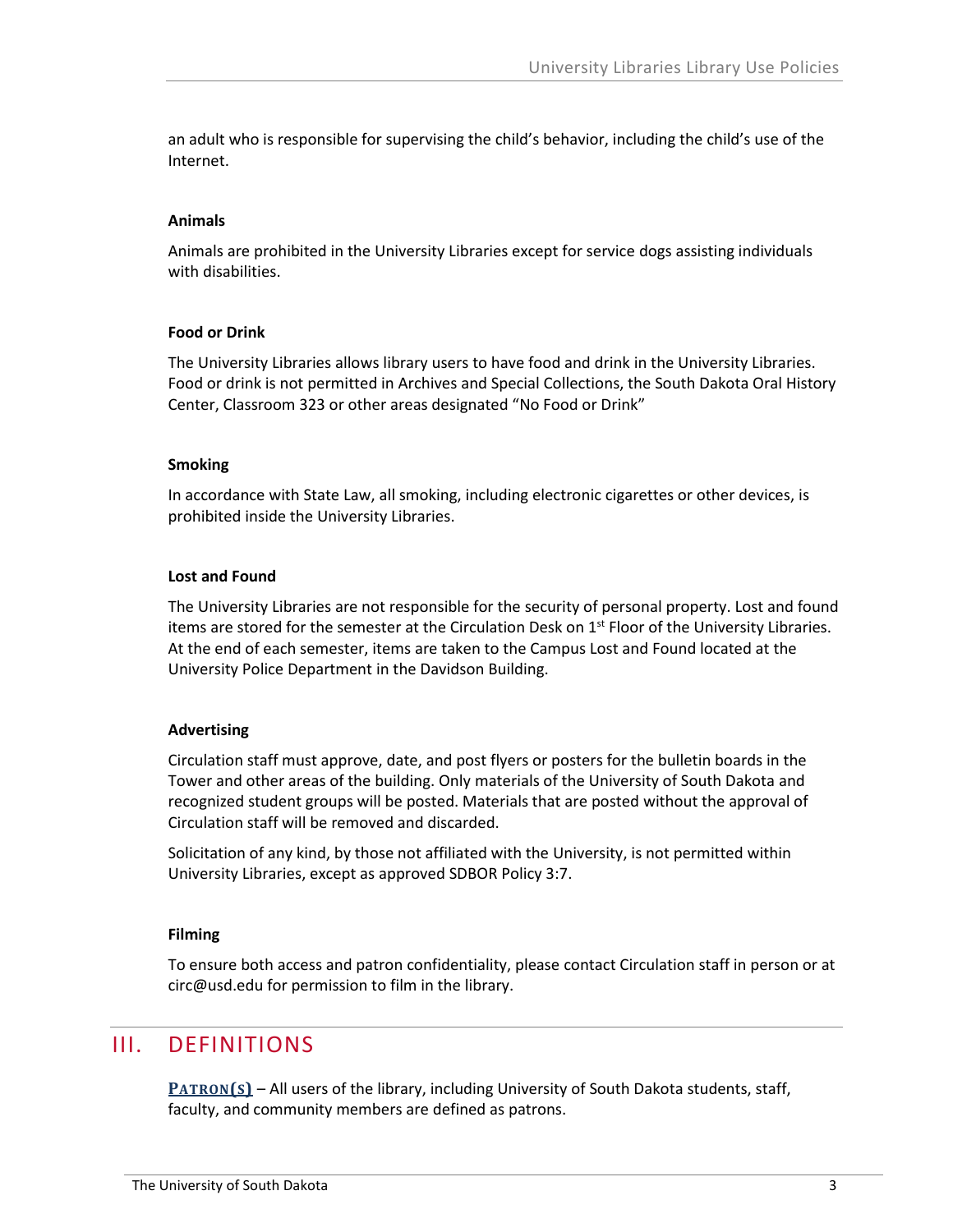an adult who is responsible for supervising the child's behavior, including the child's use of the Internet.

**Animals**

Animals are prohibited in the University Libraries except for service dogs assisting individuals with disabilities.

**Food or Drink**

The University Libraries allows library users to have food and drink in the University Libraries. Food or drink is not permitted in Archives and Special Collections, the South Dakota Oral History Center, Classroom 323 or other areas designated "No Food or Drink"

**Smoking**

In accordance with State Law, all smoking, including electronic cigarettes or other devices, is prohibited inside the University Libraries.

**Lost and Found**

The University Libraries are not responsible for the security of personal property. Lost and found items are stored for the semester at the Circulation Desk on 1st Floor of the University Libraries. At the end of each semester, items are taken to the Campus Lost and Found located at the University Police Department in the Davidson Building.

**Advertising**

Circulation staff must approve, date, and post flyers or posters for the bulletin boards in the Tower and other areas of the building. Only materials of the University of South Dakota and recognized student groups will be posted. Materials that are posted without the approval of Circulation staff will be removed and discarded.

Solicitation of any kind, by those not affiliated with the University, is not permitted within University Libraries, except as approved SDBOR Policy 3:7.

**Filming**

To ensure both access and patron confidentiality, please contact Circulation staff in person or at circ@usd.edu for permission to film in the library.

## III. DEFINITIONS

**PATRON(S)** – All users of the library, including University of South Dakota students, staff, faculty, and community members are defined as patrons.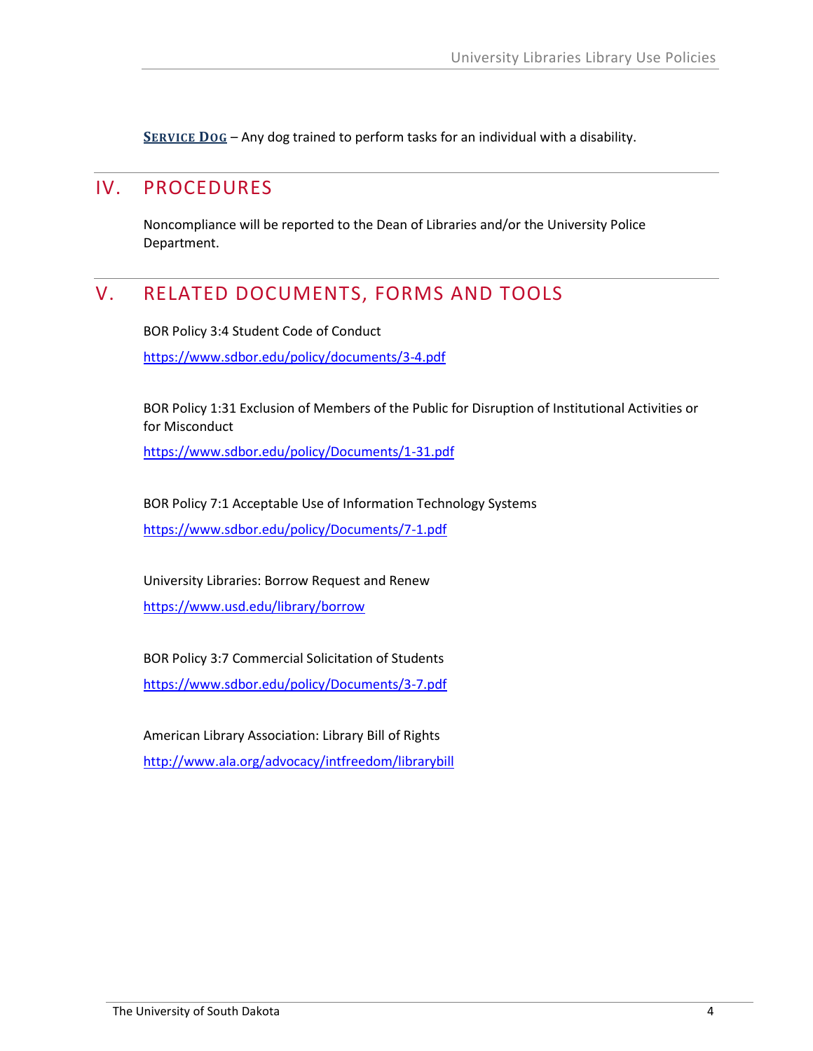**SERVICE DOG** – Any dog trained to perform tasks for an individual with a disability.

## IV. PROCEDURES

Noncompliance will be reported to the Dean of Libraries and/or the University Police Department.

## V. RELATED DOCUMENTS, FORMS AND TOOLS

BOR Policy 3:4 Student Code of Conduct

https://www.sdbor.edu/policy/documents/3-4.pdf

BOR Policy 1:31 Exclusion of Members of the Public for Disruption of Institutional Activities or for Misconduct

https://www.sdbor.edu/policy/Documents/1-31.pdf

BOR Policy 7:1 Acceptable Use of Information Technology Systems

https://www.sdbor.edu/policy/Documents/7-1.pdf

University Libraries: Borrow Request and Renew

https://www.usd.edu/library/borrow

BOR Policy 3:7 Commercial Solicitation of Students

https://www.sdbor.edu/policy/Documents/3-7.pdf

American Library Association: Library Bill of Rights

http://www.ala.org/advocacy/intfreedom/librarybill